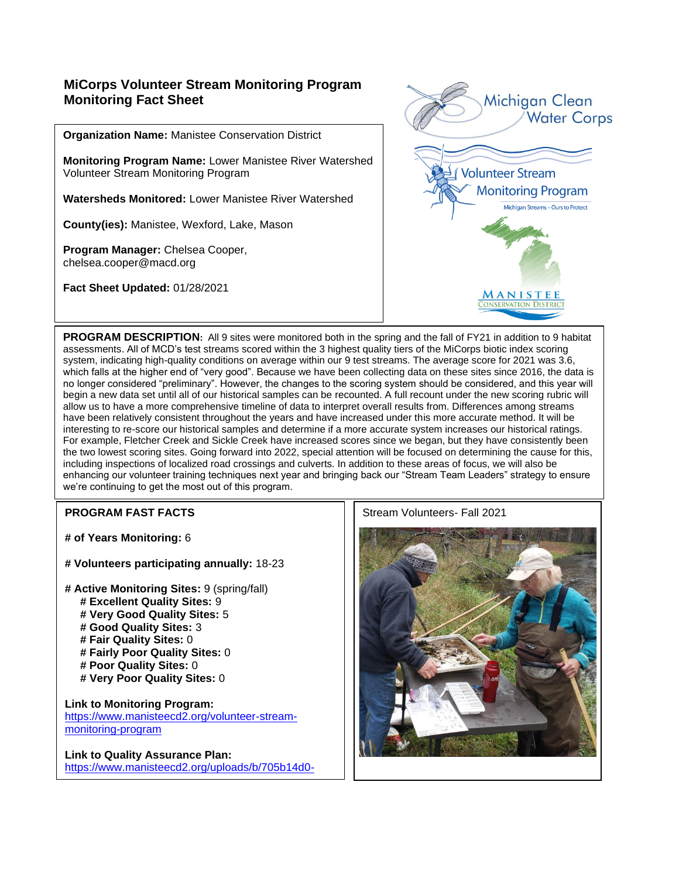## MiCorps Volunteer Stream Monitoring Program
## Monitoring Fact Sheet

**Organization Name:** Manistee Conservation District

**Monitoring Program Name:** Lower Manistee River Watershed Volunteer Stream Monitoring Program

**Watersheds Monitored:** Lower Manistee River Watershed

**County(ies):** Manistee, Wexford, Lake, Mason

**Program Manager:** Chelsea Cooper, chelsea.cooper@macd.org

**Fact Sheet Updated:** 01/28/2021

Michigan Clean Water Corps

Volunteer Stream Monitoring Program

Michigan Streams – Ours to Protect

MANISTEE CONSERVATION DISTRICT

**PROGRAM DESCRIPTION**: All 9 sites were monitored both in the spring and the fall of FY21 in addition to 9 habitat assessments. All of MCD's test streams scored within the 3 highest quality tiers of the MiCorps biotic index scoring system, indicating high-quality conditions on average within our 9 test streams. The average score for 2021 was 3.6, which falls at the higher end of "very good". Because we have been collecting data on these sites since 2016, the data is no longer considered "preliminary". However, the changes to the scoring system should be considered, and this year will begin a new data set until all of our historical samples can be recounted. A full recount under the new scoring rubric will allow us to have a more comprehensive timeline of data to interpret overall results from. Differences among streams have been relatively consistent throughout the years and have increased under this more accurate method. It will be interesting to re-score our historical samples and determine if a more accurate system increases our historical ratings. For example, Fletcher Creek and Sickle Creek have increased scores since we began, but they have consistently been the two lowest scoring sites. Going forward into 2022, special attention will be focused on determining the cause for this, including inspections of localized road crossings and culverts. In addition to these areas of focus, we will also be enhancing our volunteer training techniques next year and bringing back our "Stream Team Leaders" strategy to ensure we're continuing to get the most out of this program.

**PROGRAM FAST FACTS**

**# of Years Monitoring:** 6

**# Volunteers participating annually:** 18-23

**# Active Monitoring Sites:** 9 (spring/fall)
- **# Excellent Quality Sites:** 9
- **# Very Good Quality Sites:** 5
- **# Good Quality Sites:** 3
- **# Fair Quality Sites:** 0
- **# Fairly Poor Quality Sites:** 0
- **# Poor Quality Sites:** 0
- **# Very Poor Quality Sites:** 0

**Link to Monitoring Program:**
https://www.manisteecd2.org/volunteer-stream-monitoring-program

**Link to Quality Assurance Plan:**
https://www.manisteecd2.org/uploads/b/705b14d0-

Stream Volunteers- Fall 2021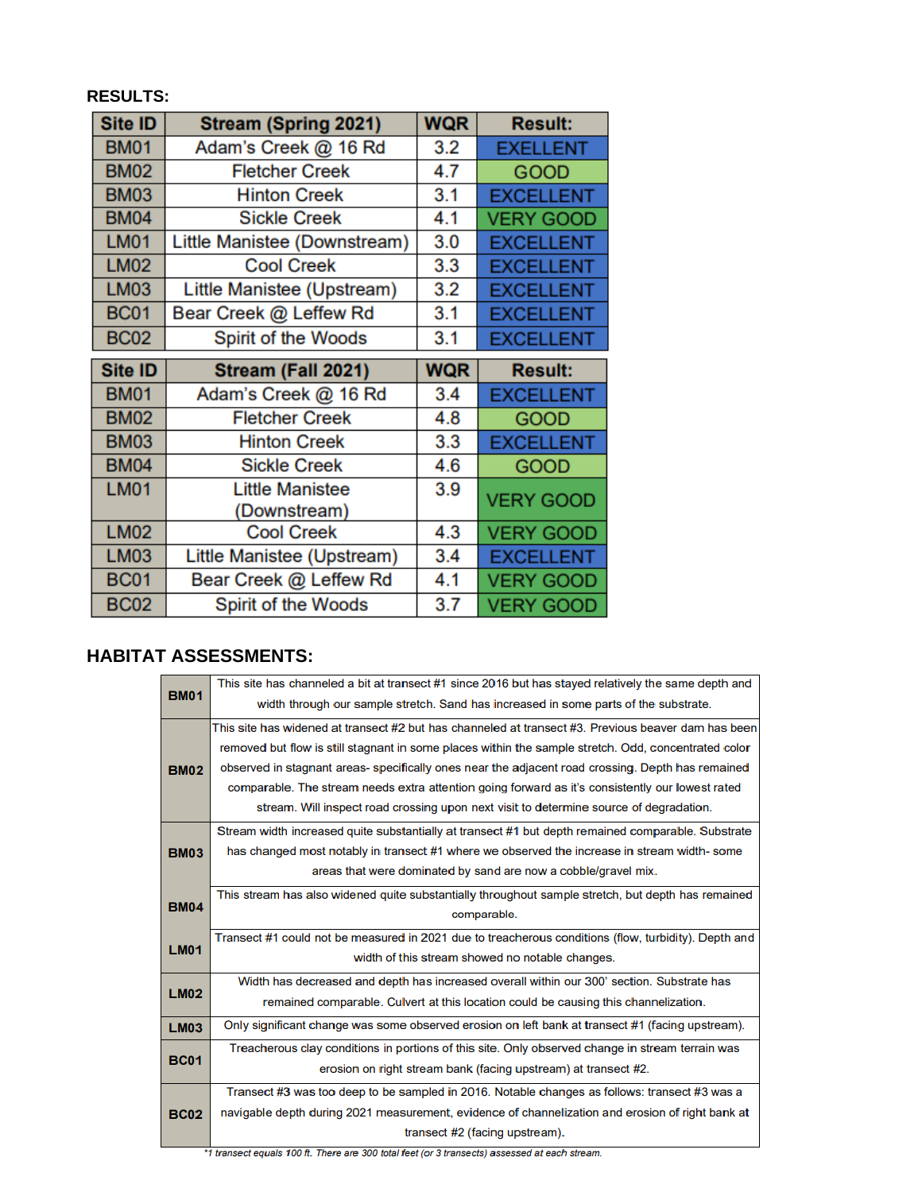**RESULTS:**

| Site ID | Stream (Spring 2021) | WQR | Result: |
|---|---|---|---|
| BM01 | Adam's Creek @ 16 Rd | 3.2 | EXELLENT |
| BM02 | Fletcher Creek | 4.7 | GOOD |
| BM03 | Hinton Creek | 3.1 | EXCELLENT |
| BM04 | Sickle Creek | 4.1 | VERY GOOD |
| LM01 | Little Manistee (Downstream) | 3.0 | EXCELLENT |
| LM02 | Cool Creek | 3.3 | EXCELLENT |
| LM03 | Little Manistee (Upstream) | 3.2 | EXCELLENT |
| BC01 | Bear Creek @ Leffew Rd | 3.1 | EXCELLENT |
| BC02 | Spirit of the Woods | 3.1 | EXCELLENT |

| Site ID | Stream (Fall 2021) | WQR | Result: |
|---|---|---|---|
| BM01 | Adam's Creek @ 16 Rd | 3.4 | EXCELLENT |
| BM02 | Fletcher Creek | 4.8 | GOOD |
| BM03 | Hinton Creek | 3.3 | EXCELLENT |
| BM04 | Sickle Creek | 4.6 | GOOD |
| LM01 | Little Manistee (Downstream) | 3.9 | VERY GOOD |
| LM02 | Cool Creek | 4.3 | VERY GOOD |
| LM03 | Little Manistee (Upstream) | 3.4 | EXCELLENT |
| BC01 | Bear Creek @ Leffew Rd | 4.1 | VERY GOOD |
| BC02 | Spirit of the Woods | 3.7 | VERY GOOD |

**HABITAT ASSESSMENTS:**

| | |
|---|---|
| **BM01** | This site has channeled a bit at transect #1 since 2016 but has stayed relatively the same depth and width through our sample stretch. Sand has increased in some parts of the substrate. |
| **BM02** | This site has widened at transect #2 but has channeled at transect #3. Previous beaver dam has been removed but flow is still stagnant in some places within the sample stretch. Odd, concentrated color observed in stagnant areas- specifically ones near the adjacent road crossing. Depth has remained comparable. The stream needs extra attention going forward as it's consistently our lowest rated stream. Will inspect road crossing upon next visit to determine source of degradation. |
| **BM03** | Stream width increased quite substantially at transect #1 but depth remained comparable. Substrate has changed most notably in transect #1 where we observed the increase in stream width- some areas that were dominated by sand are now a cobble/gravel mix. |
| **BM04** | This stream has also widened quite substantially throughout sample stretch, but depth has remained comparable. |
| **LM01** | Transect #1 could not be measured in 2021 due to treacherous conditions (flow, turbidity). Depth and width of this stream showed no notable changes. |
| **LM02** | Width has decreased and depth has increased overall within our 300' section. Substrate has remained comparable. Culvert at this location could be causing this channelization. |
| **LM03** | Only significant change was some observed erosion on left bank at transect #1 (facing upstream). |
| **BC01** | Treacherous clay conditions in portions of this site. Only observed change in stream terrain was erosion on right stream bank (facing upstream) at transect #2. |
| **BC02** | Transect #3 was too deep to be sampled in 2016. Notable changes as follows: transect #3 was a navigable depth during 2021 measurement, evidence of channelization and erosion of right bank at transect #2 (facing upstream). |

*\*1 transect equals 100 ft. There are 300 total feet (or 3 transects) assessed at each stream.*